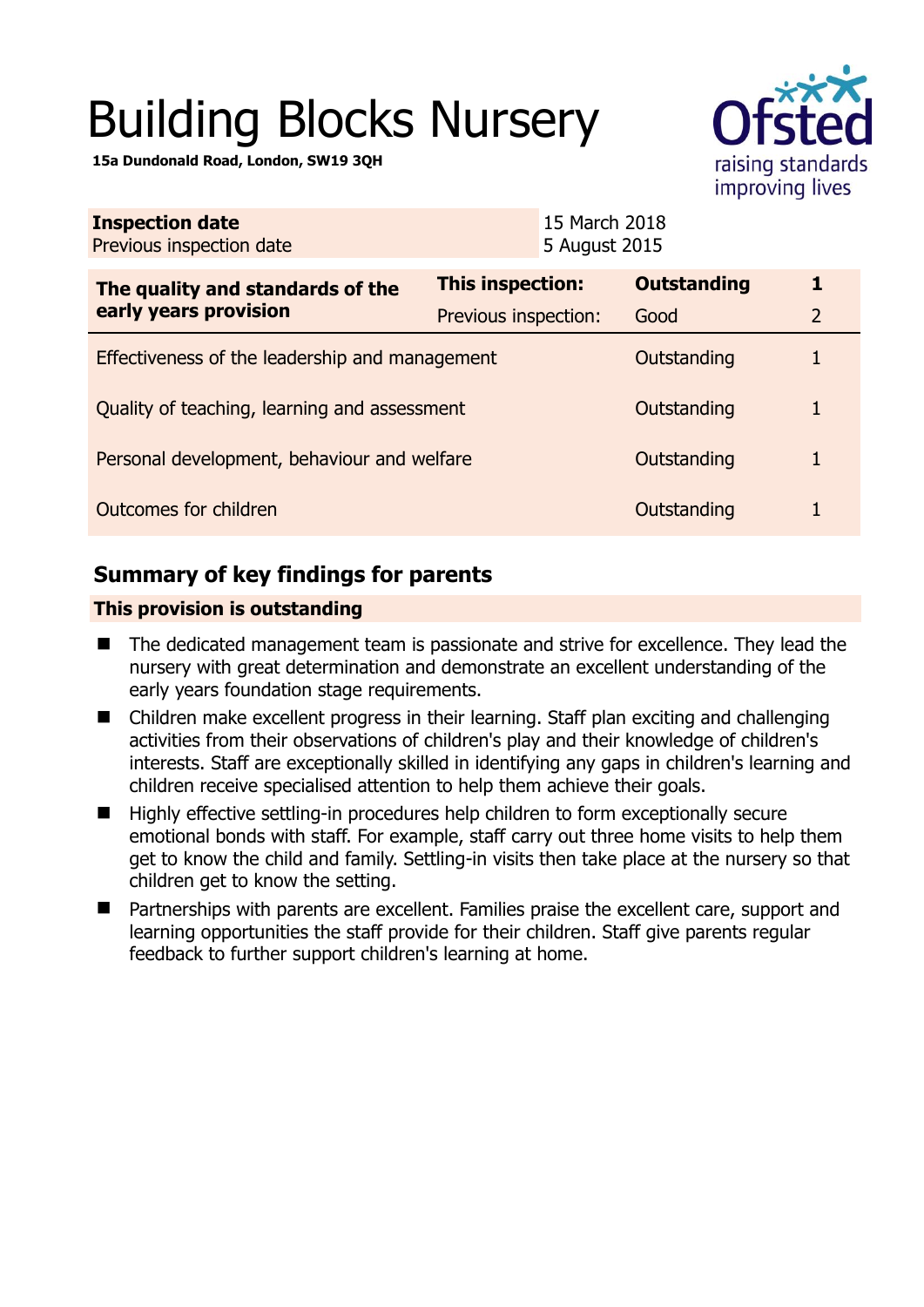# Building Blocks Nursery

**15a Dundonald Road, London, SW19 3QH**

| **Inspection date** | 15 March 2018 |
|---|---|
| Previous inspection date | 5 August 2015 |

| **The quality and standards of the early years provision** | **This inspection:** | **Outstanding** | **1** |
|---|---|---|---|
| | Previous inspection: | Good | 2 |
| Effectiveness of the leadership and management | | Outstanding | 1 |
| Quality of teaching, learning and assessment | | Outstanding | 1 |
| Personal development, behaviour and welfare | | Outstanding | 1 |
| Outcomes for children | | Outstanding | 1 |

## Summary of key findings for parents

**This provision is outstanding**

- The dedicated management team is passionate and strive for excellence. They lead the nursery with great determination and demonstrate an excellent understanding of the early years foundation stage requirements.
- Children make excellent progress in their learning. Staff plan exciting and challenging activities from their observations of children's play and their knowledge of children's interests. Staff are exceptionally skilled in identifying any gaps in children's learning and children receive specialised attention to help them achieve their goals.
- Highly effective settling-in procedures help children to form exceptionally secure emotional bonds with staff. For example, staff carry out three home visits to help them get to know the child and family. Settling-in visits then take place at the nursery so that children get to know the setting.
- Partnerships with parents are excellent. Families praise the excellent care, support and learning opportunities the staff provide for their children. Staff give parents regular feedback to further support children's learning at home.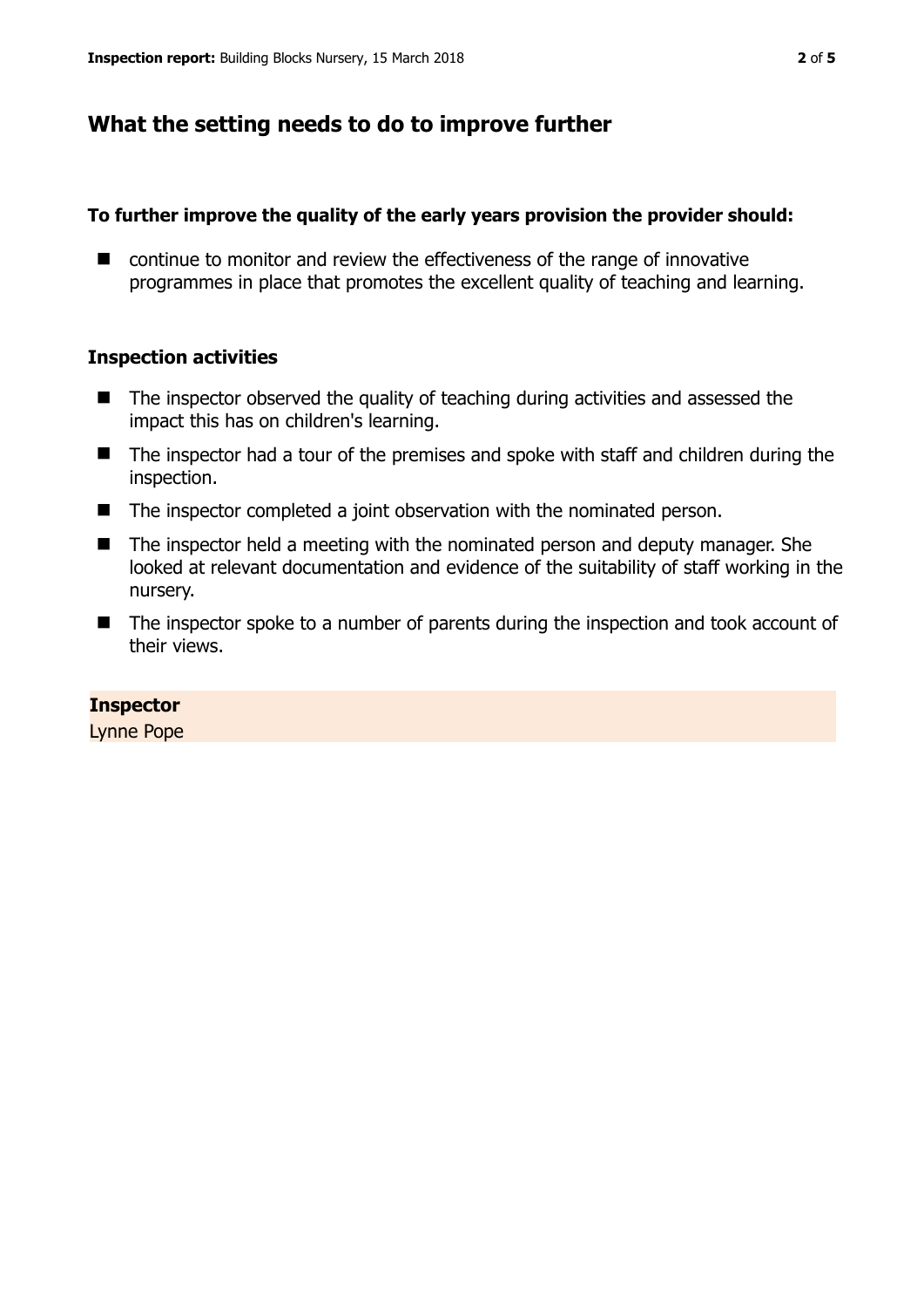## What the setting needs to do to improve further

### To further improve the quality of the early years provision the provider should:

- continue to monitor and review the effectiveness of the range of innovative programmes in place that promotes the excellent quality of teaching and learning.

### Inspection activities

- The inspector observed the quality of teaching during activities and assessed the impact this has on children's learning.
- The inspector had a tour of the premises and spoke with staff and children during the inspection.
- The inspector completed a joint observation with the nominated person.
- The inspector held a meeting with the nominated person and deputy manager. She looked at relevant documentation and evidence of the suitability of staff working in the nursery.
- The inspector spoke to a number of parents during the inspection and took account of their views.

**Inspector**
Lynne Pope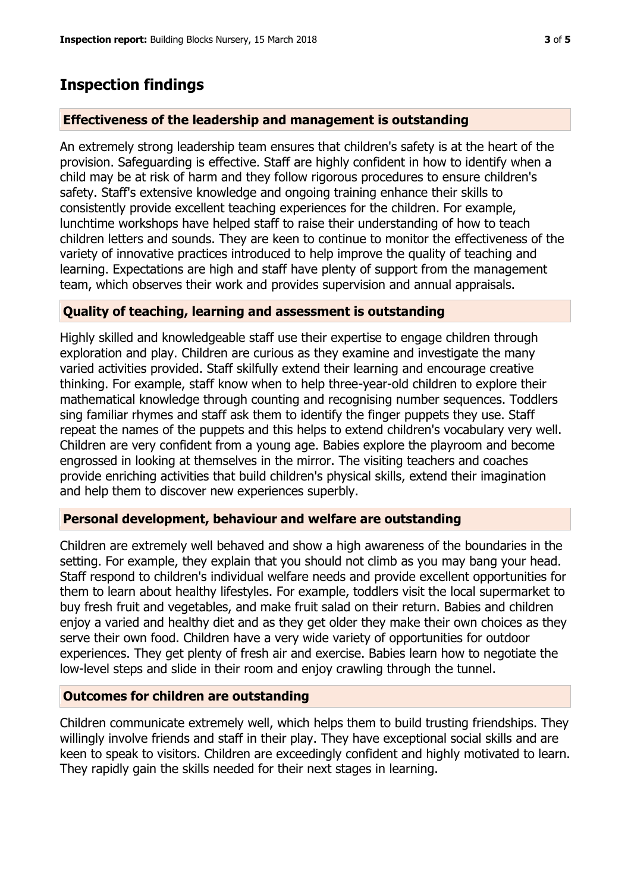## Inspection findings

### Effectiveness of the leadership and management is outstanding

An extremely strong leadership team ensures that children's safety is at the heart of the provision. Safeguarding is effective. Staff are highly confident in how to identify when a child may be at risk of harm and they follow rigorous procedures to ensure children's safety. Staff's extensive knowledge and ongoing training enhance their skills to consistently provide excellent teaching experiences for the children. For example, lunchtime workshops have helped staff to raise their understanding of how to teach children letters and sounds. They are keen to continue to monitor the effectiveness of the variety of innovative practices introduced to help improve the quality of teaching and learning. Expectations are high and staff have plenty of support from the management team, which observes their work and provides supervision and annual appraisals.

### Quality of teaching, learning and assessment is outstanding

Highly skilled and knowledgeable staff use their expertise to engage children through exploration and play. Children are curious as they examine and investigate the many varied activities provided. Staff skilfully extend their learning and encourage creative thinking. For example, staff know when to help three-year-old children to explore their mathematical knowledge through counting and recognising number sequences. Toddlers sing familiar rhymes and staff ask them to identify the finger puppets they use. Staff repeat the names of the puppets and this helps to extend children's vocabulary very well. Children are very confident from a young age. Babies explore the playroom and become engrossed in looking at themselves in the mirror. The visiting teachers and coaches provide enriching activities that build children's physical skills, extend their imagination and help them to discover new experiences superbly.

### Personal development, behaviour and welfare are outstanding

Children are extremely well behaved and show a high awareness of the boundaries in the setting. For example, they explain that you should not climb as you may bang your head. Staff respond to children's individual welfare needs and provide excellent opportunities for them to learn about healthy lifestyles. For example, toddlers visit the local supermarket to buy fresh fruit and vegetables, and make fruit salad on their return. Babies and children enjoy a varied and healthy diet and as they get older they make their own choices as they serve their own food. Children have a very wide variety of opportunities for outdoor experiences. They get plenty of fresh air and exercise. Babies learn how to negotiate the low-level steps and slide in their room and enjoy crawling through the tunnel.

### Outcomes for children are outstanding

Children communicate extremely well, which helps them to build trusting friendships. They willingly involve friends and staff in their play. They have exceptional social skills and are keen to speak to visitors. Children are exceedingly confident and highly motivated to learn. They rapidly gain the skills needed for their next stages in learning.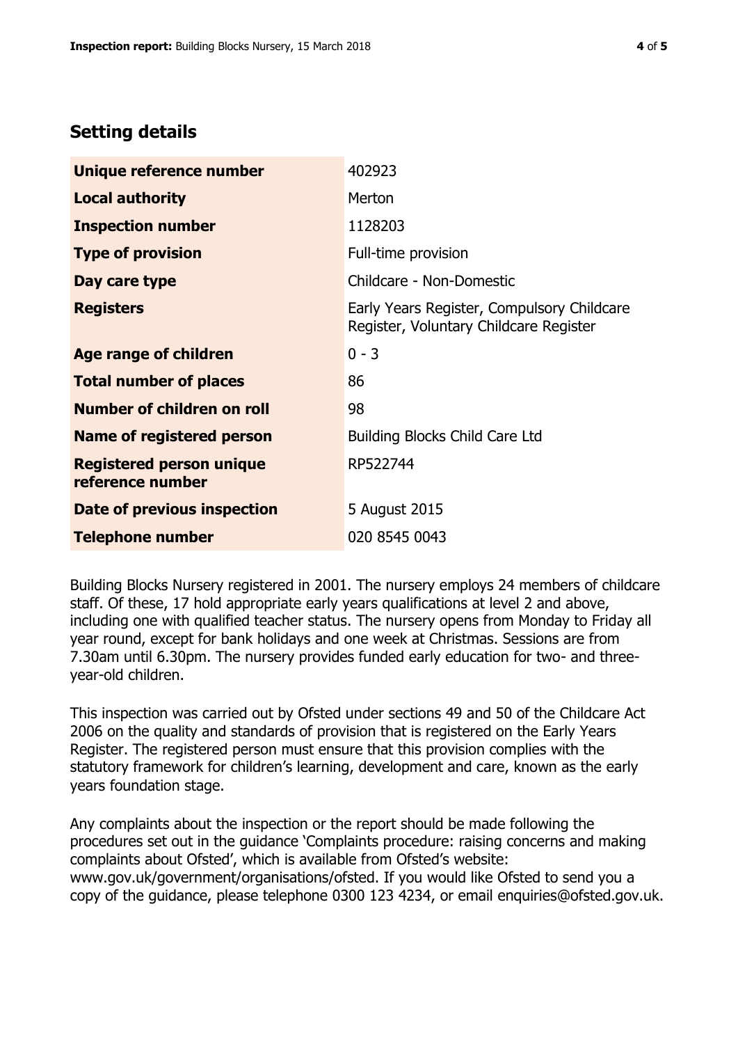## Setting details

| | |
|---|---|
| **Unique reference number** | 402923 |
| **Local authority** | Merton |
| **Inspection number** | 1128203 |
| **Type of provision** | Full-time provision |
| **Day care type** | Childcare - Non-Domestic |
| **Registers** | Early Years Register, Compulsory Childcare Register, Voluntary Childcare Register |
| **Age range of children** | 0 - 3 |
| **Total number of places** | 86 |
| **Number of children on roll** | 98 |
| **Name of registered person** | Building Blocks Child Care Ltd |
| **Registered person unique reference number** | RP522744 |
| **Date of previous inspection** | 5 August 2015 |
| **Telephone number** | 020 8545 0043 |

Building Blocks Nursery registered in 2001. The nursery employs 24 members of childcare staff. Of these, 17 hold appropriate early years qualifications at level 2 and above, including one with qualified teacher status. The nursery opens from Monday to Friday all year round, except for bank holidays and one week at Christmas. Sessions are from 7.30am until 6.30pm. The nursery provides funded early education for two- and three-year-old children.

This inspection was carried out by Ofsted under sections 49 and 50 of the Childcare Act 2006 on the quality and standards of provision that is registered on the Early Years Register. The registered person must ensure that this provision complies with the statutory framework for children's learning, development and care, known as the early years foundation stage.

Any complaints about the inspection or the report should be made following the procedures set out in the guidance 'Complaints procedure: raising concerns and making complaints about Ofsted', which is available from Ofsted's website: www.gov.uk/government/organisations/ofsted. If you would like Ofsted to send you a copy of the guidance, please telephone 0300 123 4234, or email enquiries@ofsted.gov.uk.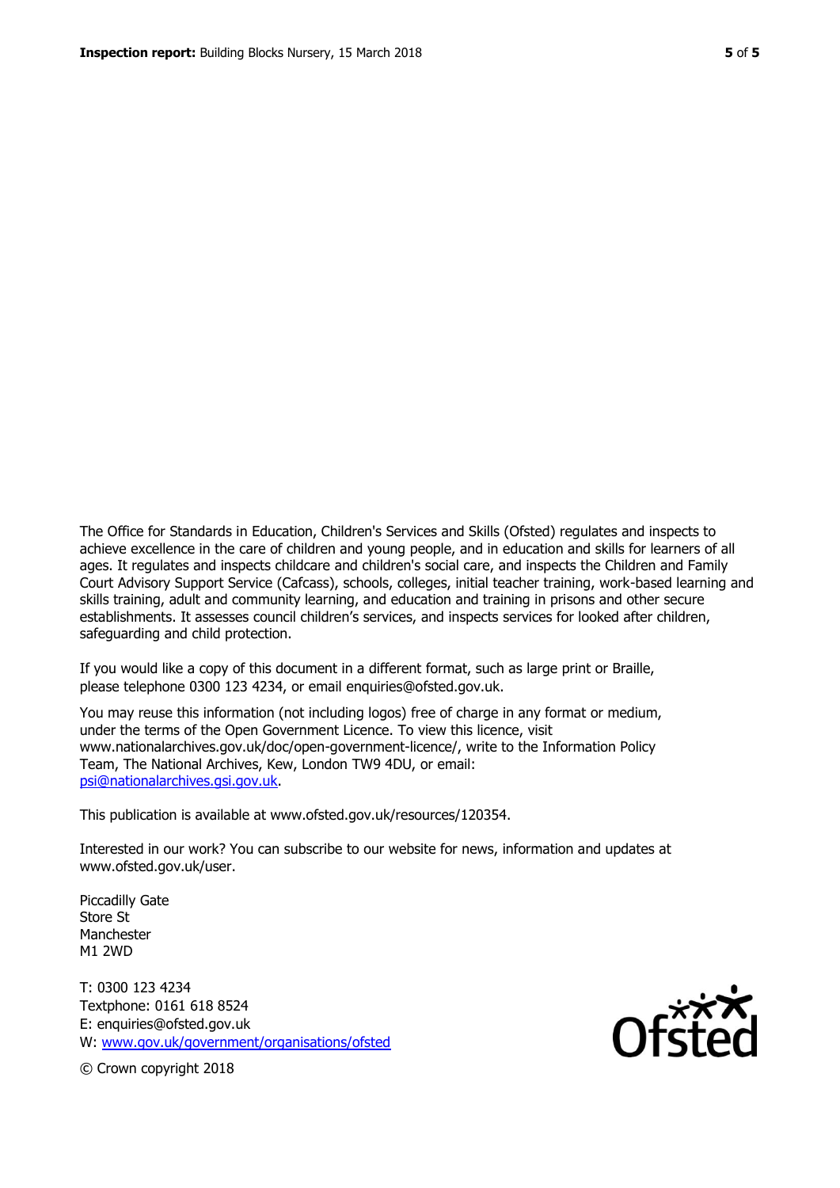The Office for Standards in Education, Children's Services and Skills (Ofsted) regulates and inspects to achieve excellence in the care of children and young people, and in education and skills for learners of all ages. It regulates and inspects childcare and children's social care, and inspects the Children and Family Court Advisory Support Service (Cafcass), schools, colleges, initial teacher training, work-based learning and skills training, adult and community learning, and education and training in prisons and other secure establishments. It assesses council children's services, and inspects services for looked after children, safeguarding and child protection.

If you would like a copy of this document in a different format, such as large print or Braille, please telephone 0300 123 4234, or email enquiries@ofsted.gov.uk.

You may reuse this information (not including logos) free of charge in any format or medium, under the terms of the Open Government Licence. To view this licence, visit www.nationalarchives.gov.uk/doc/open-government-licence/, write to the Information Policy Team, The National Archives, Kew, London TW9 4DU, or email: psi@nationalarchives.gsi.gov.uk.

This publication is available at www.ofsted.gov.uk/resources/120354.

Interested in our work? You can subscribe to our website for news, information and updates at www.ofsted.gov.uk/user.

Piccadilly Gate
Store St
Manchester
M1 2WD

T: 0300 123 4234
Textphone: 0161 618 8524
E: enquiries@ofsted.gov.uk
W: www.gov.uk/government/organisations/ofsted

© Crown copyright 2018